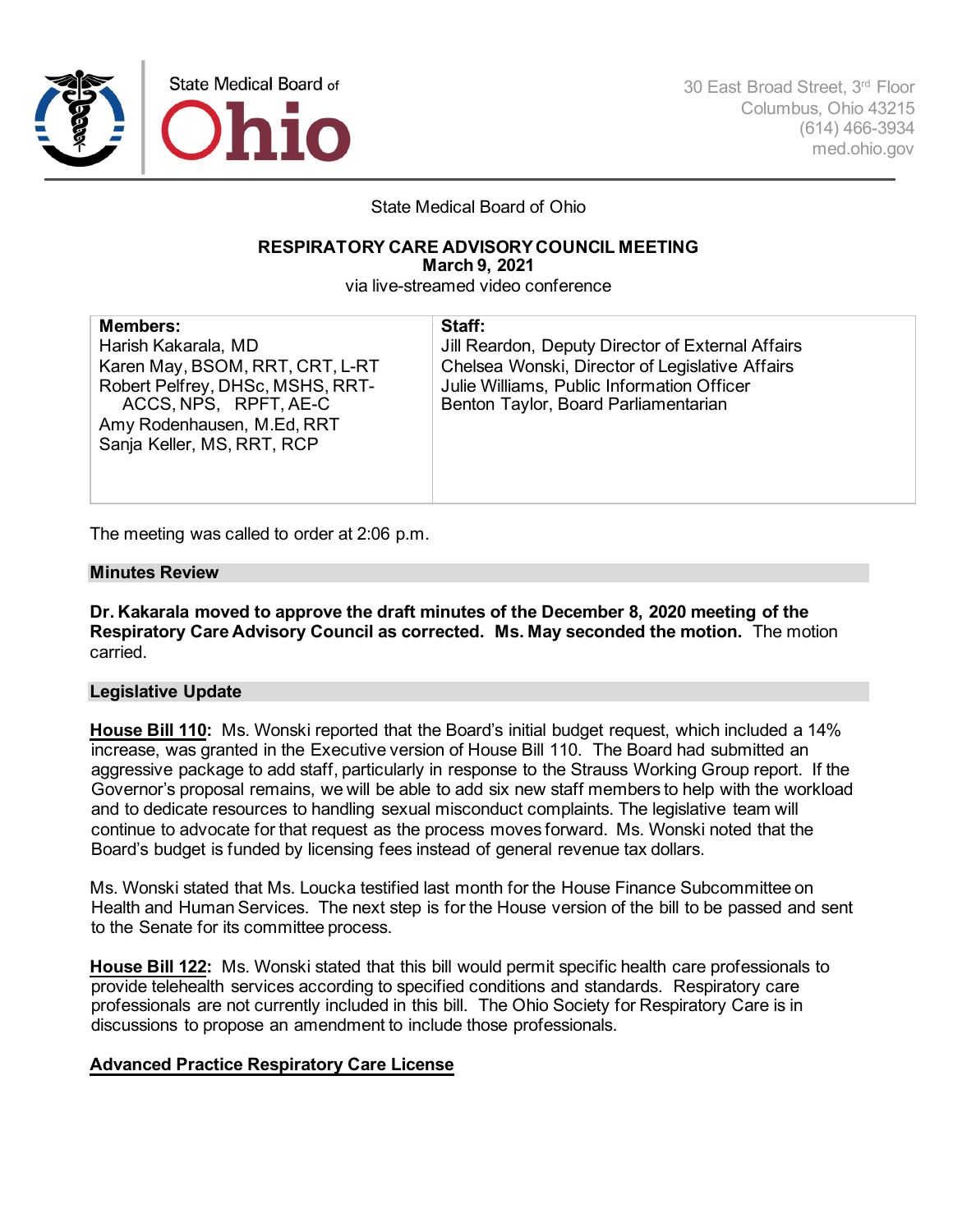State Medical Board of Ohio

30 East Broad Street, 3rd Floor
Columbus, Ohio 43215
(614) 466-3934
med.ohio.gov

State Medical Board of Ohio

**RESPIRATORY CARE ADVISORY COUNCIL MEETING**
**March 9, 2021**
via live-streamed video conference

| **Members:** | **Staff:** |
|---|---|
| Harish Kakarala, MD<br>Karen May, BSOM, RRT, CRT, L-RT<br>Robert Pelfrey, DHSc, MSHS, RRT-ACCS, NPS, RPFT, AE-C<br>Amy Rodenhausen, M.Ed, RRT<br>Sanja Keller, MS, RRT, RCP | Jill Reardon, Deputy Director of External Affairs<br>Chelsea Wonski, Director of Legislative Affairs<br>Julie Williams, Public Information Officer<br>Benton Taylor, Board Parliamentarian |

The meeting was called to order at 2:06 p.m.

## Minutes Review

**Dr. Kakarala moved to approve the draft minutes of the December 8, 2020 meeting of the Respiratory Care Advisory Council as corrected. Ms. May seconded the motion.** The motion carried.

## Legislative Update

**House Bill 110:** Ms. Wonski reported that the Board's initial budget request, which included a 14% increase, was granted in the Executive version of House Bill 110. The Board had submitted an aggressive package to add staff, particularly in response to the Strauss Working Group report. If the Governor's proposal remains, we will be able to add six new staff members to help with the workload and to dedicate resources to handling sexual misconduct complaints. The legislative team will continue to advocate for that request as the process moves forward. Ms. Wonski noted that the Board's budget is funded by licensing fees instead of general revenue tax dollars.

Ms. Wonski stated that Ms. Loucka testified last month for the House Finance Subcommittee on Health and Human Services. The next step is for the House version of the bill to be passed and sent to the Senate for its committee process.

**House Bill 122:** Ms. Wonski stated that this bill would permit specific health care professionals to provide telehealth services according to specified conditions and standards. Respiratory care professionals are not currently included in this bill. The Ohio Society for Respiratory Care is in discussions to propose an amendment to include those professionals.

**Advanced Practice Respiratory Care License**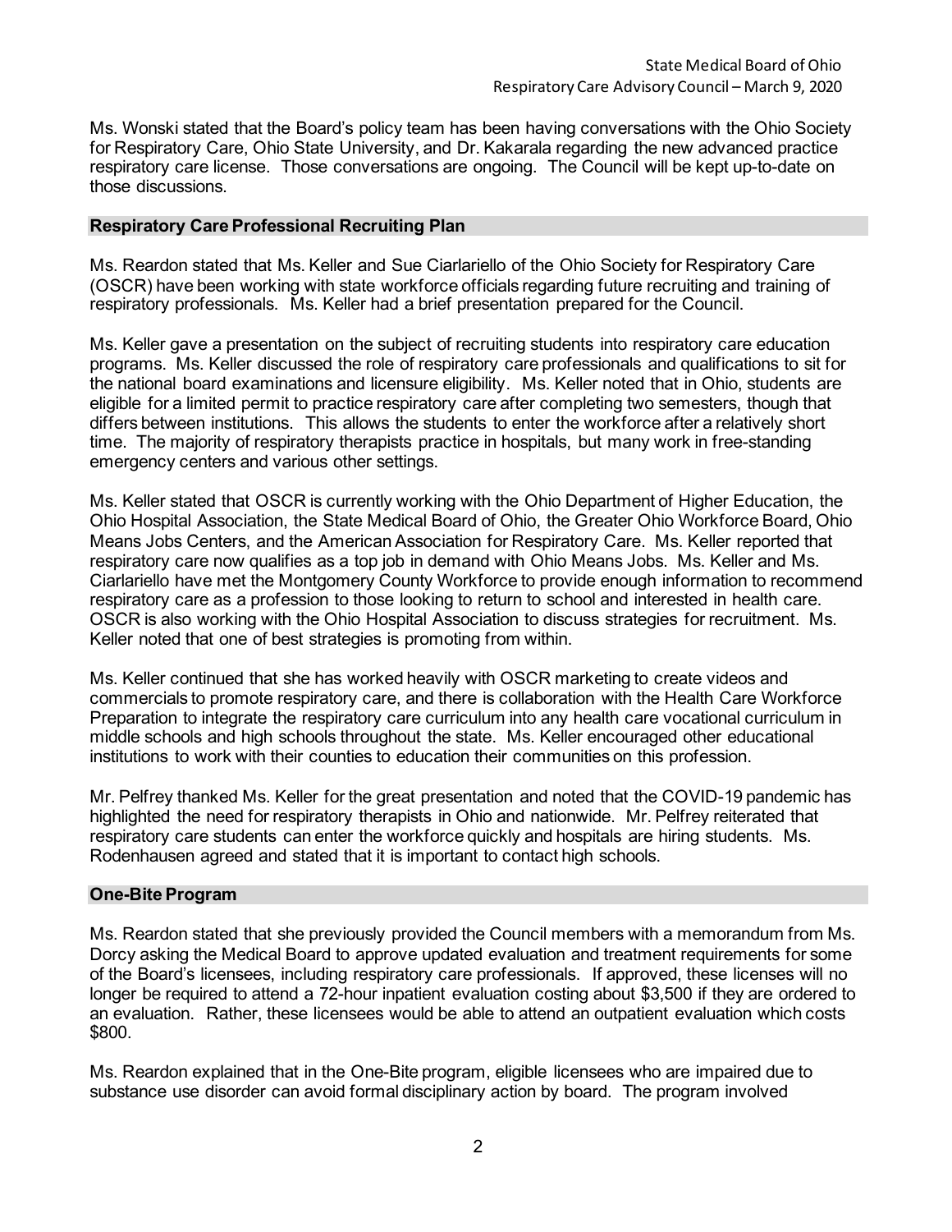Ms. Wonski stated that the Board's policy team has been having conversations with the Ohio Society for Respiratory Care, Ohio State University, and Dr. Kakarala regarding the new advanced practice respiratory care license. Those conversations are ongoing. The Council will be kept up-to-date on those discussions.

## Respiratory Care Professional Recruiting Plan

Ms. Reardon stated that Ms. Keller and Sue Ciarlariello of the Ohio Society for Respiratory Care (OSCR) have been working with state workforce officials regarding future recruiting and training of respiratory professionals. Ms. Keller had a brief presentation prepared for the Council.

Ms. Keller gave a presentation on the subject of recruiting students into respiratory care education programs. Ms. Keller discussed the role of respiratory care professionals and qualifications to sit for the national board examinations and licensure eligibility. Ms. Keller noted that in Ohio, students are eligible for a limited permit to practice respiratory care after completing two semesters, though that differs between institutions. This allows the students to enter the workforce after a relatively short time. The majority of respiratory therapists practice in hospitals, but many work in free-standing emergency centers and various other settings.

Ms. Keller stated that OSCR is currently working with the Ohio Department of Higher Education, the Ohio Hospital Association, the State Medical Board of Ohio, the Greater Ohio Workforce Board, Ohio Means Jobs Centers, and the American Association for Respiratory Care. Ms. Keller reported that respiratory care now qualifies as a top job in demand with Ohio Means Jobs. Ms. Keller and Ms. Ciarlariello have met the Montgomery County Workforce to provide enough information to recommend respiratory care as a profession to those looking to return to school and interested in health care. OSCR is also working with the Ohio Hospital Association to discuss strategies for recruitment. Ms. Keller noted that one of best strategies is promoting from within.

Ms. Keller continued that she has worked heavily with OSCR marketing to create videos and commercials to promote respiratory care, and there is collaboration with the Health Care Workforce Preparation to integrate the respiratory care curriculum into any health care vocational curriculum in middle schools and high schools throughout the state. Ms. Keller encouraged other educational institutions to work with their counties to education their communities on this profession.

Mr. Pelfrey thanked Ms. Keller for the great presentation and noted that the COVID-19 pandemic has highlighted the need for respiratory therapists in Ohio and nationwide. Mr. Pelfrey reiterated that respiratory care students can enter the workforce quickly and hospitals are hiring students. Ms. Rodenhausen agreed and stated that it is important to contact high schools.

## One-Bite Program

Ms. Reardon stated that she previously provided the Council members with a memorandum from Ms. Dorcy asking the Medical Board to approve updated evaluation and treatment requirements for some of the Board's licensees, including respiratory care professionals. If approved, these licenses will no longer be required to attend a 72-hour inpatient evaluation costing about $3,500 if they are ordered to an evaluation. Rather, these licensees would be able to attend an outpatient evaluation which costs $800.

Ms. Reardon explained that in the One-Bite program, eligible licensees who are impaired due to substance use disorder can avoid formal disciplinary action by board. The program involved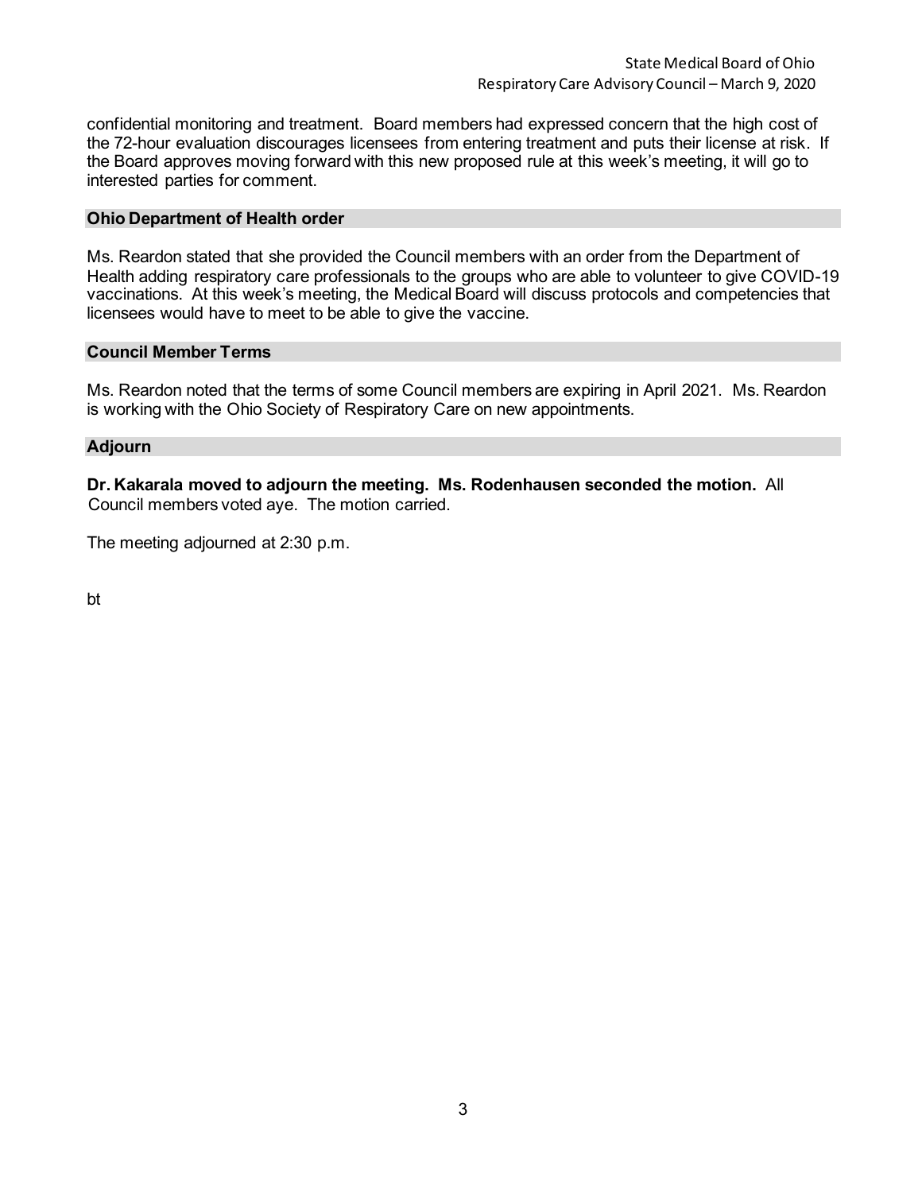confidential monitoring and treatment. Board members had expressed concern that the high cost of the 72-hour evaluation discourages licensees from entering treatment and puts their license at risk. If the Board approves moving forward with this new proposed rule at this week's meeting, it will go to interested parties for comment.

## Ohio Department of Health order

Ms. Reardon stated that she provided the Council members with an order from the Department of Health adding respiratory care professionals to the groups who are able to volunteer to give COVID-19 vaccinations. At this week's meeting, the Medical Board will discuss protocols and competencies that licensees would have to meet to be able to give the vaccine.

## Council Member Terms

Ms. Reardon noted that the terms of some Council members are expiring in April 2021. Ms. Reardon is working with the Ohio Society of Respiratory Care on new appointments.

## Adjourn

**Dr. Kakarala moved to adjourn the meeting. Ms. Rodenhausen seconded the motion.** All Council members voted aye. The motion carried.

The meeting adjourned at 2:30 p.m.

bt